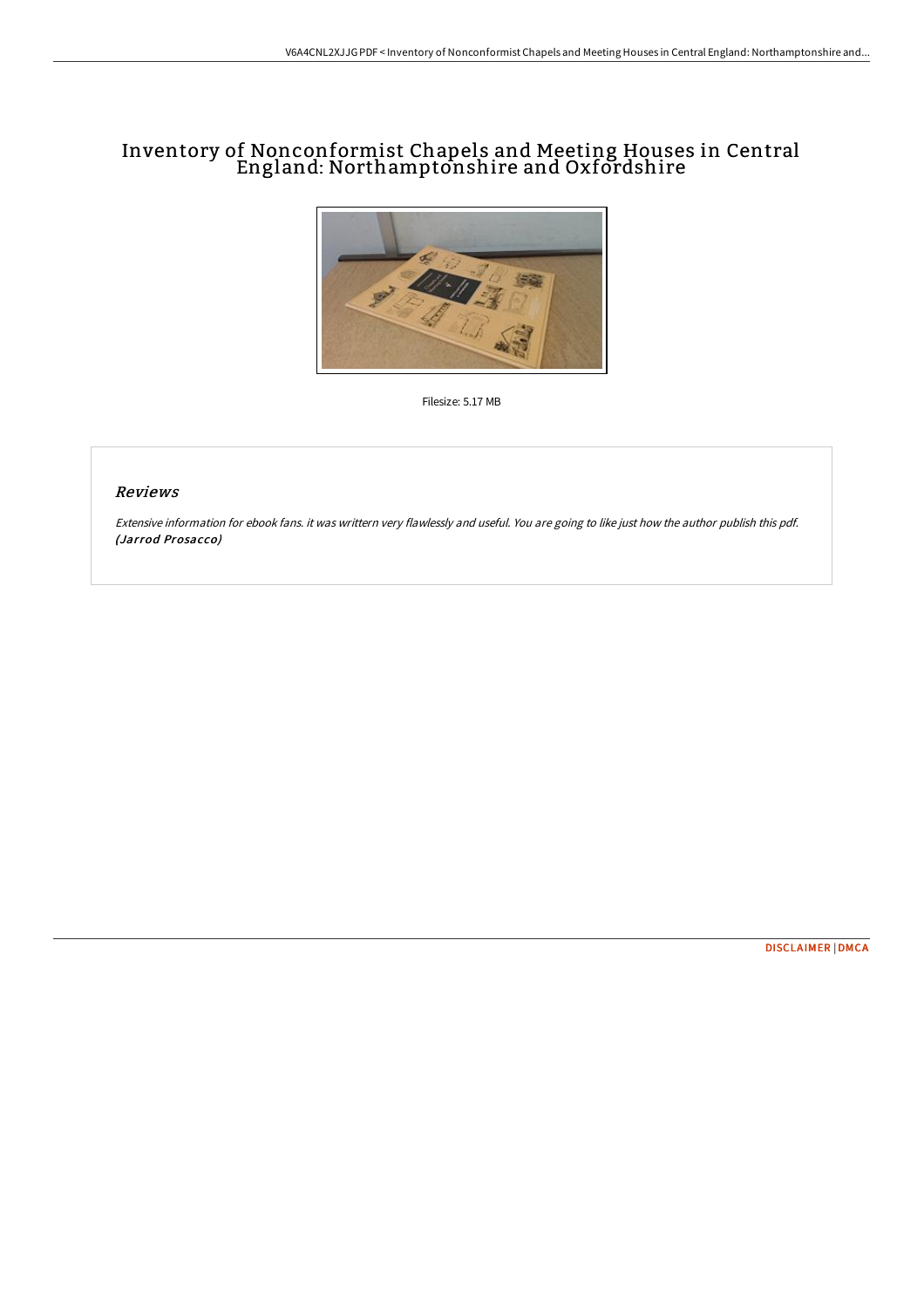# Inventory of Nonconformist Chapels and Meeting Houses in Central England: Northamptonshire and Oxfordshire

Filesize: 5.17 MB

## Reviews

*Extensive information for ebook fans. it was writtern very flawlessly and useful. You are going to like just how the author publish this pdf.* *(Jarrod Prosacco)*

DISCLAIMER | DMCA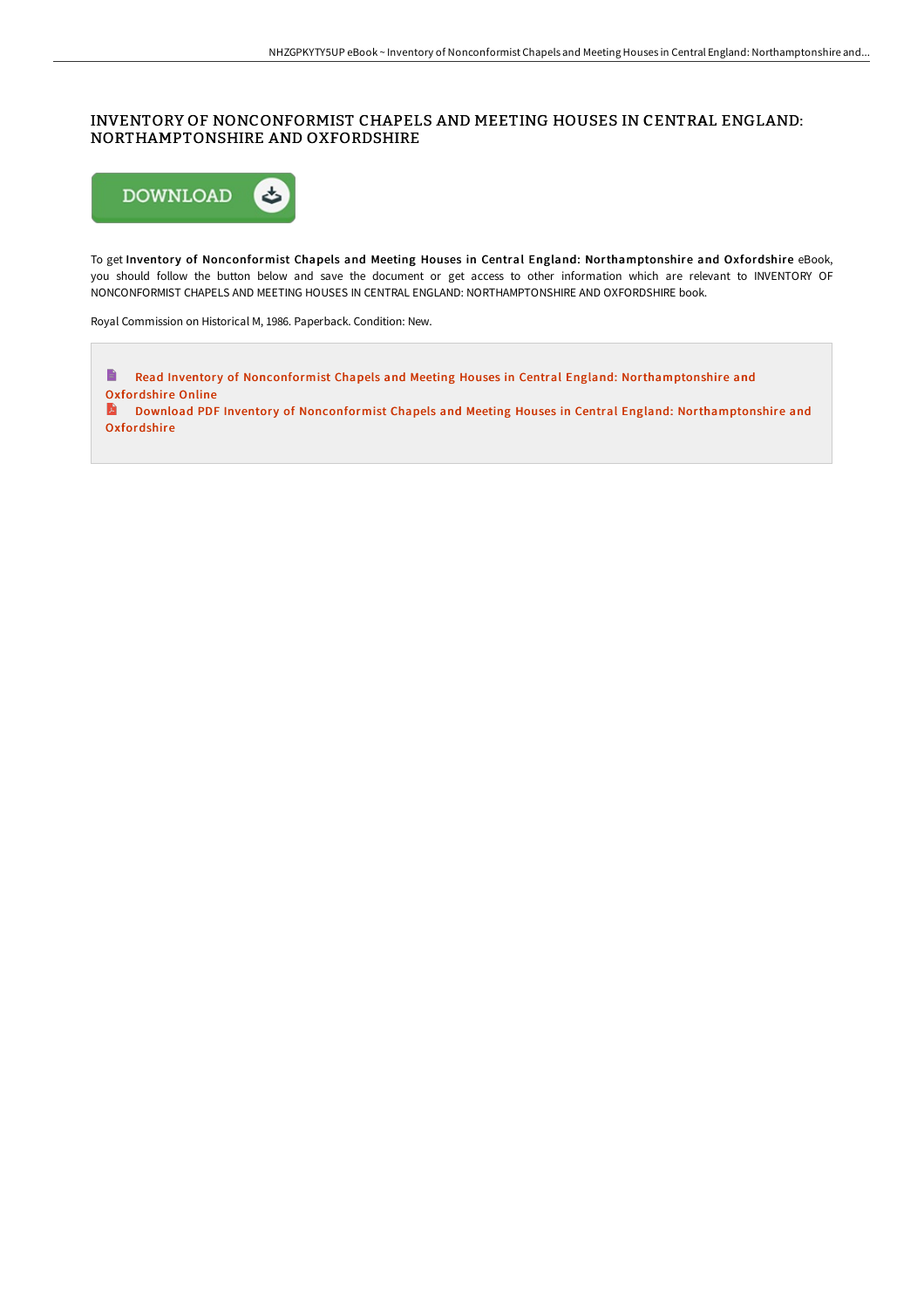# INVENTORY OF NONCONFORMIST CHAPELS AND MEETING HOUSES IN CENTRAL ENGLAND: NORTHAMPTONSHIRE AND OXFORDSHIRE

To get **Inventory of Nonconformist Chapels and Meeting Houses in Central England: Northamptonshire and Oxfordshire** eBook, you should follow the button below and save the document or get access to other information which are relevant to INVENTORY OF NONCONFORMIST CHAPELS AND MEETING HOUSES IN CENTRAL ENGLAND: NORTHAMPTONSHIRE AND OXFORDSHIRE book.

Royal Commission on Historical M, 1986. Paperback. Condition: New.

Read Inventory of Nonconformist Chapels and Meeting Houses in Central England: Northamptonshire and Oxfordshire Online

Download PDF Inventory of Nonconformist Chapels and Meeting Houses in Central England: Northamptonshire and Oxfordshire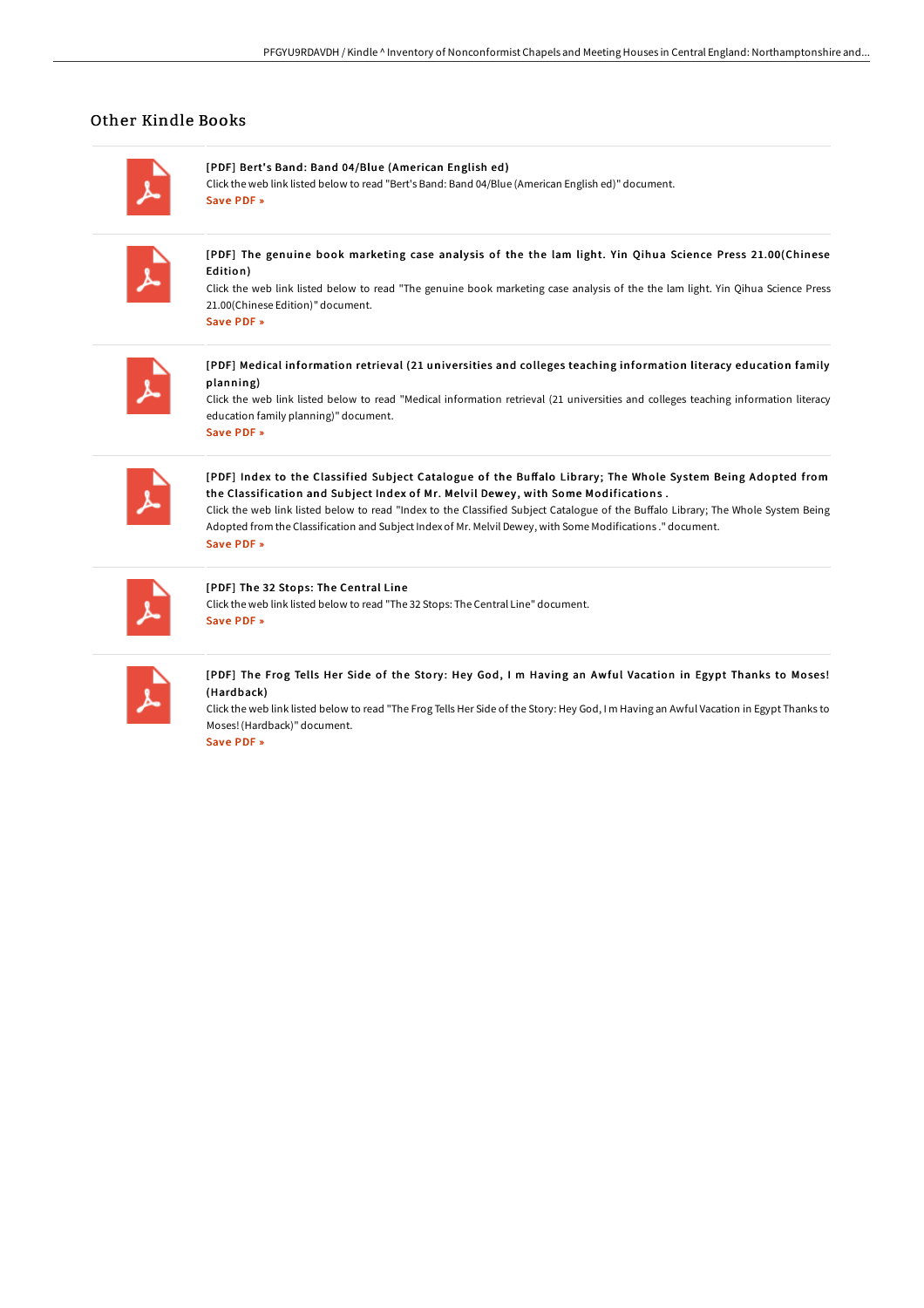## Other Kindle Books

**[PDF] Bert's Band: Band 04/Blue (American English ed)**

Click the web link listed below to read "Bert's Band: Band 04/Blue (American English ed)" document.

Save PDF »

**[PDF] The genuine book marketing case analysis of the the lam light. Yin Qihua Science Press 21.00(Chinese Edition)**

Click the web link listed below to read "The genuine book marketing case analysis of the the lam light. Yin Qihua Science Press 21.00(Chinese Edition)" document.

Save PDF »

**[PDF] Medical information retrieval (21 universities and colleges teaching information literacy education family planning)**

Click the web link listed below to read "Medical information retrieval (21 universities and colleges teaching information literacy education family planning)" document.

Save PDF »

**[PDF] Index to the Classified Subject Catalogue of the Buffalo Library; The Whole System Being Adopted from the Classification and Subject Index of Mr. Melvil Dewey, with Some Modifications .**

Click the web link listed below to read "Index to the Classified Subject Catalogue of the Buffalo Library; The Whole System Being Adopted from the Classification and Subject Index of Mr. Melvil Dewey, with Some Modifications ." document.

Save PDF »

**[PDF] The 32 Stops: The Central Line**

Click the web link listed below to read "The 32 Stops: The Central Line" document.

Save PDF »

**[PDF] The Frog Tells Her Side of the Story: Hey God, I m Having an Awful Vacation in Egypt Thanks to Moses! (Hardback)**

Click the web link listed below to read "The Frog Tells Her Side of the Story: Hey God, I m Having an Awful Vacation in Egypt Thanks to Moses! (Hardback)" document.

Save PDF »